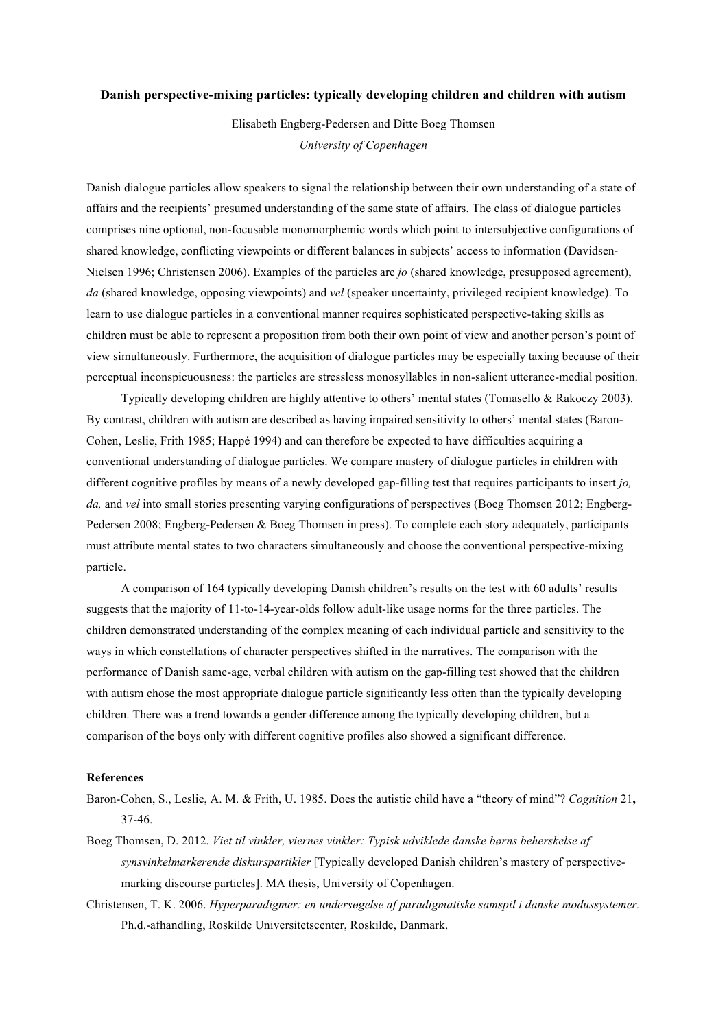**Danish perspective-mixing particles: typically developing children and children with autism**

Elisabeth Engberg-Pedersen and Ditte Boeg Thomsen

*University of Copenhagen*

Danish dialogue particles allow speakers to signal the relationship between their own understanding of a state of affairs and the recipients' presumed understanding of the same state of affairs. The class of dialogue particles comprises nine optional, non-focusable monomorphemic words which point to intersubjective configurations of shared knowledge, conflicting viewpoints or different balances in subjects' access to information (Davidsen-Nielsen 1996; Christensen 2006). Examples of the particles are *jo* (shared knowledge, presupposed agreement), *da* (shared knowledge, opposing viewpoints) and *vel* (speaker uncertainty, privileged recipient knowledge). To learn to use dialogue particles in a conventional manner requires sophisticated perspective-taking skills as children must be able to represent a proposition from both their own point of view and another person's point of view simultaneously. Furthermore, the acquisition of dialogue particles may be especially taxing because of their perceptual inconspicuousness: the particles are stressless monosyllables in non-salient utterance-medial position.

Typically developing children are highly attentive to others' mental states (Tomasello & Rakoczy 2003). By contrast, children with autism are described as having impaired sensitivity to others' mental states (Baron-Cohen, Leslie, Frith 1985; Happé 1994) and can therefore be expected to have difficulties acquiring a conventional understanding of dialogue particles. We compare mastery of dialogue particles in children with different cognitive profiles by means of a newly developed gap-filling test that requires participants to insert *jo, da,* and *vel* into small stories presenting varying configurations of perspectives (Boeg Thomsen 2012; Engberg-Pedersen 2008; Engberg-Pedersen & Boeg Thomsen in press). To complete each story adequately, participants must attribute mental states to two characters simultaneously and choose the conventional perspective-mixing particle.

A comparison of 164 typically developing Danish children's results on the test with 60 adults' results suggests that the majority of 11-to-14-year-olds follow adult-like usage norms for the three particles. The children demonstrated understanding of the complex meaning of each individual particle and sensitivity to the ways in which constellations of character perspectives shifted in the narratives. The comparison with the performance of Danish same-age, verbal children with autism on the gap-filling test showed that the children with autism chose the most appropriate dialogue particle significantly less often than the typically developing children. There was a trend towards a gender difference among the typically developing children, but a comparison of the boys only with different cognitive profiles also showed a significant difference.

**References**

Baron-Cohen, S., Leslie, A. M. & Frith, U. 1985. Does the autistic child have a "theory of mind"? *Cognition* 21**,** 37-46.

Boeg Thomsen, D. 2012. *Viet til vinkler, viernes vinkler: Typisk udviklede danske børns beherskelse af synsvinkelmarkerende diskurspartikler* [Typically developed Danish children's mastery of perspective-marking discourse particles]. MA thesis, University of Copenhagen.

Christensen, T. K. 2006. *Hyperparadigmer: en undersøgelse af paradigmatiske samspil i danske modussystemer.* Ph.d.-afhandling, Roskilde Universitetscenter, Roskilde, Danmark.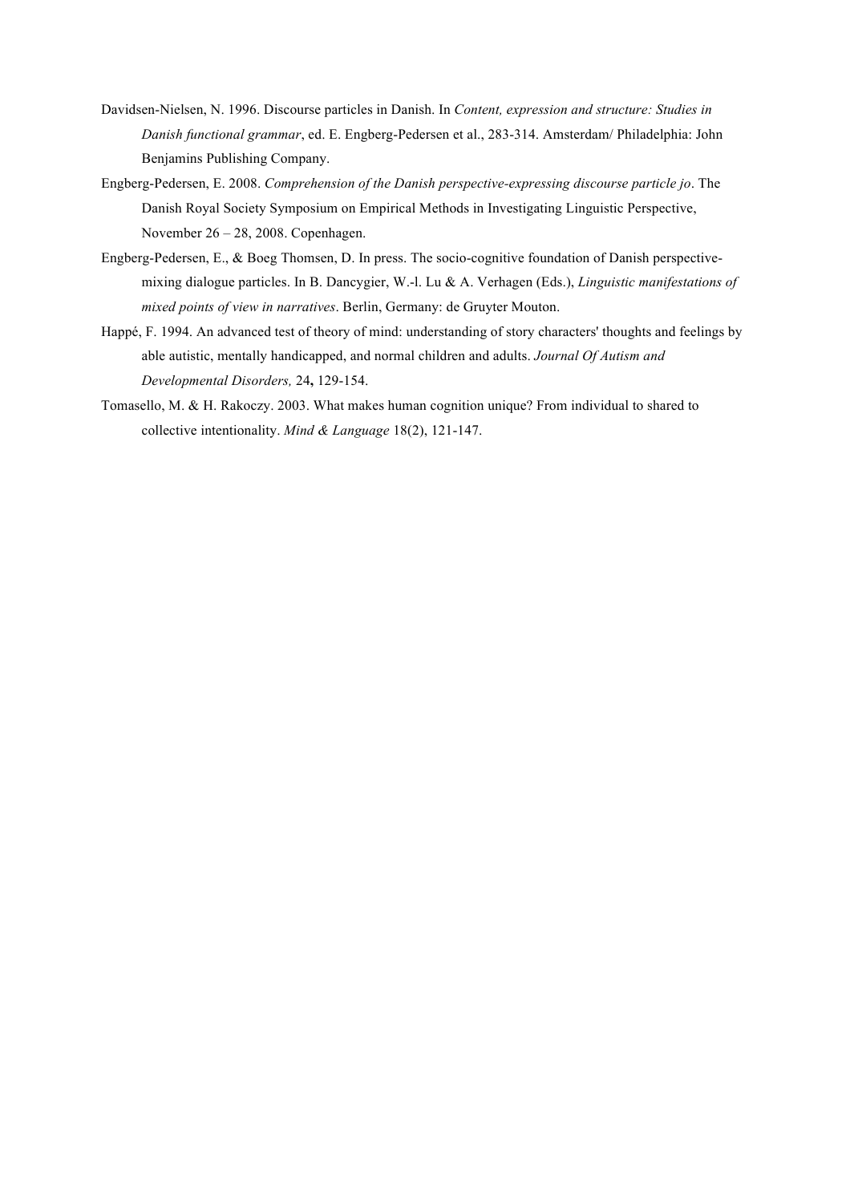Davidsen-Nielsen, N. 1996. Discourse particles in Danish. In *Content, expression and structure: Studies in Danish functional grammar*, ed. E. Engberg-Pedersen et al., 283-314. Amsterdam/ Philadelphia: John Benjamins Publishing Company.

Engberg-Pedersen, E. 2008. *Comprehension of the Danish perspective-expressing discourse particle jo*. The Danish Royal Society Symposium on Empirical Methods in Investigating Linguistic Perspective, November 26 – 28, 2008. Copenhagen.

Engberg-Pedersen, E., & Boeg Thomsen, D. In press. The socio-cognitive foundation of Danish perspective-mixing dialogue particles. In B. Dancygier, W.-l. Lu & A. Verhagen (Eds.), *Linguistic manifestations of mixed points of view in narratives*. Berlin, Germany: de Gruyter Mouton.

Happé, F. 1994. An advanced test of theory of mind: understanding of story characters' thoughts and feelings by able autistic, mentally handicapped, and normal children and adults. *Journal Of Autism and Developmental Disorders,* 2**4,** 129-154.

Tomasello, M. & H. Rakoczy. 2003. What makes human cognition unique? From individual to shared to collective intentionality. *Mind & Language* 18(2), 121-147.